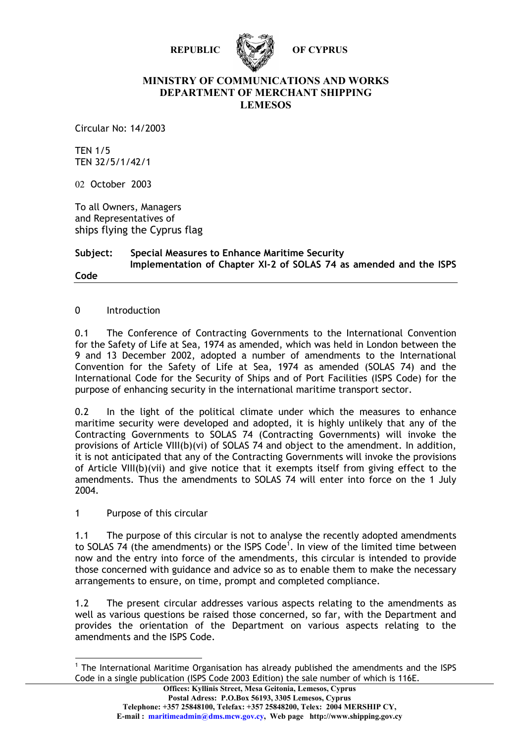**REPUBLIC OF CYPRUS**

**MINISTRY OF COMMUNICATIONS AND WORKS**
**DEPARTMENT OF MERCHANT SHIPPING**
**LEMESOS**

Circular No: 14/2003

TEN 1/5
TEN 32/5/1/42/1

02 October 2003

To all Owners, Managers
and Representatives of
ships flying the Cyprus flag

**Subject: Special Measures to Enhance Maritime Security**
**Implementation of Chapter XI-2 of SOLAS 74 as amended and the ISPS Code**

0 Introduction

0.1 The Conference of Contracting Governments to the International Convention for the Safety of Life at Sea, 1974 as amended, which was held in London between the 9 and 13 December 2002, adopted a number of amendments to the International Convention for the Safety of Life at Sea, 1974 as amended (SOLAS 74) and the International Code for the Security of Ships and of Port Facilities (ISPS Code) for the purpose of enhancing security in the international maritime transport sector.

0.2 In the light of the political climate under which the measures to enhance maritime security were developed and adopted, it is highly unlikely that any of the Contracting Governments to SOLAS 74 (Contracting Governments) will invoke the provisions of Article VIII(b)(vi) of SOLAS 74 and object to the amendment. In addition, it is not anticipated that any of the Contracting Governments will invoke the provisions of Article VIII(b)(vii) and give notice that it exempts itself from giving effect to the amendments. Thus the amendments to SOLAS 74 will enter into force on the 1 July 2004.

1 Purpose of this circular

1.1 The purpose of this circular is not to analyse the recently adopted amendments to SOLAS 74 (the amendments) or the ISPS Code[1]. In view of the limited time between now and the entry into force of the amendments, this circular is intended to provide those concerned with guidance and advice so as to enable them to make the necessary arrangements to ensure, on time, prompt and completed compliance.

1.2 The present circular addresses various aspects relating to the amendments as well as various questions be raised those concerned, so far, with the Department and provides the orientation of the Department on various aspects relating to the amendments and the ISPS Code.

[1] The International Maritime Organisation has already published the amendments and the ISPS Code in a single publication (ISPS Code 2003 Edition) the sale number of which is 116E.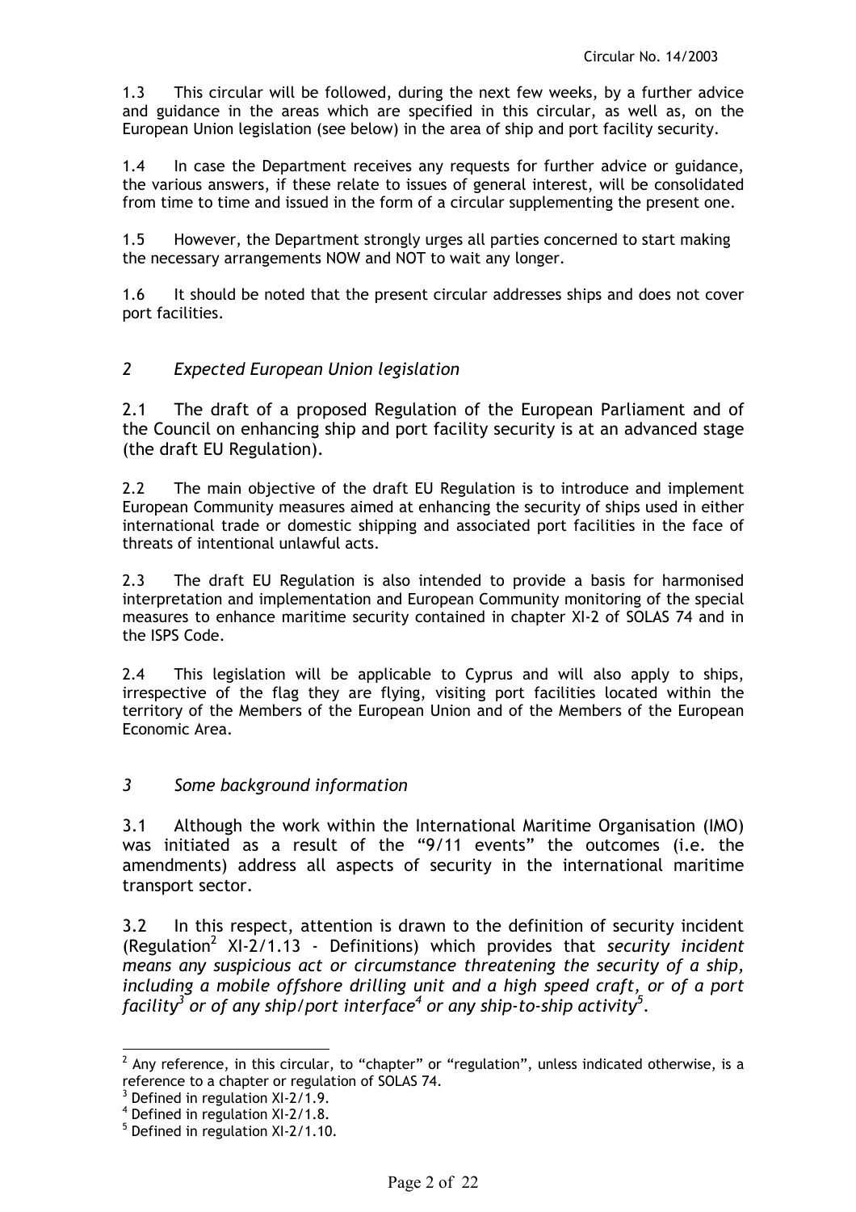1.3 This circular will be followed, during the next few weeks, by a further advice and guidance in the areas which are specified in this circular, as well as, on the European Union legislation (see below) in the area of ship and port facility security.

1.4 In case the Department receives any requests for further advice or guidance, the various answers, if these relate to issues of general interest, will be consolidated from time to time and issued in the form of a circular supplementing the present one.

1.5 However, the Department strongly urges all parties concerned to start making the necessary arrangements NOW and NOT to wait any longer.

1.6 It should be noted that the present circular addresses ships and does not cover port facilities.

## *2 Expected European Union legislation*

2.1 The draft of a proposed Regulation of the European Parliament and of the Council on enhancing ship and port facility security is at an advanced stage (the draft EU Regulation).

2.2 The main objective of the draft EU Regulation is to introduce and implement European Community measures aimed at enhancing the security of ships used in either international trade or domestic shipping and associated port facilities in the face of threats of intentional unlawful acts.

2.3 The draft EU Regulation is also intended to provide a basis for harmonised interpretation and implementation and European Community monitoring of the special measures to enhance maritime security contained in chapter XI-2 of SOLAS 74 and in the ISPS Code.

2.4 This legislation will be applicable to Cyprus and will also apply to ships, irrespective of the flag they are flying, visiting port facilities located within the territory of the Members of the European Union and of the Members of the European Economic Area.

## *3 Some background information*

3.1 Although the work within the International Maritime Organisation (IMO) was initiated as a result of the "9/11 events" the outcomes (i.e. the amendments) address all aspects of security in the international maritime transport sector.

3.2 In this respect, attention is drawn to the definition of security incident (Regulation[2] XI-2/1.13 - Definitions) which provides that *security incident means any suspicious act or circumstance threatening the security of a ship, including a mobile offshore drilling unit and a high speed craft, or of a port facility[3] or of any ship/port interface[4] or any ship-to-ship activity[5].*

---

[2] Any reference, in this circular, to "chapter" or "regulation", unless indicated otherwise, is a reference to a chapter or regulation of SOLAS 74.

[3] Defined in regulation XI-2/1.9.

[4] Defined in regulation XI-2/1.8.

[5] Defined in regulation XI-2/1.10.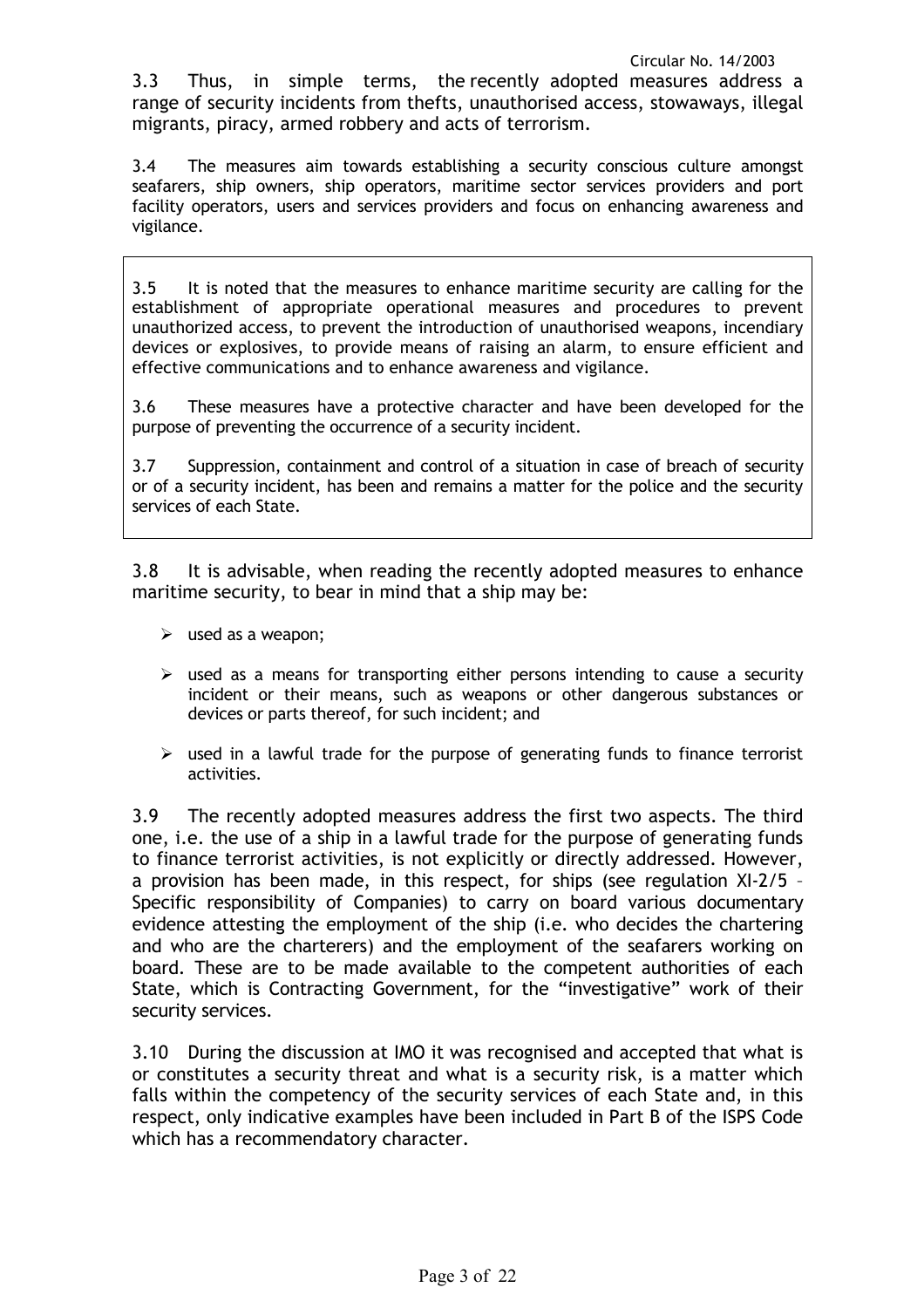3.3 Thus, in simple terms, the recently adopted measures address a range of security incidents from thefts, unauthorised access, stowaways, illegal migrants, piracy, armed robbery and acts of terrorism.

3.4 The measures aim towards establishing a security conscious culture amongst seafarers, ship owners, ship operators, maritime sector services providers and port facility operators, users and services providers and focus on enhancing awareness and vigilance.

3.5 It is noted that the measures to enhance maritime security are calling for the establishment of appropriate operational measures and procedures to prevent unauthorized access, to prevent the introduction of unauthorised weapons, incendiary devices or explosives, to provide means of raising an alarm, to ensure efficient and effective communications and to enhance awareness and vigilance.

3.6 These measures have a protective character and have been developed for the purpose of preventing the occurrence of a security incident.

3.7 Suppression, containment and control of a situation in case of breach of security or of a security incident, has been and remains a matter for the police and the security services of each State.

3.8 It is advisable, when reading the recently adopted measures to enhance maritime security, to bear in mind that a ship may be:

- used as a weapon;
- used as a means for transporting either persons intending to cause a security incident or their means, such as weapons or other dangerous substances or devices or parts thereof, for such incident; and
- used in a lawful trade for the purpose of generating funds to finance terrorist activities.

3.9 The recently adopted measures address the first two aspects. The third one, i.e. the use of a ship in a lawful trade for the purpose of generating funds to finance terrorist activities, is not explicitly or directly addressed. However, a provision has been made, in this respect, for ships (see regulation XI-2/5 – Specific responsibility of Companies) to carry on board various documentary evidence attesting the employment of the ship (i.e. who decides the chartering and who are the charterers) and the employment of the seafarers working on board. These are to be made available to the competent authorities of each State, which is Contracting Government, for the "investigative" work of their security services.

3.10 During the discussion at IMO it was recognised and accepted that what is or constitutes a security threat and what is a security risk, is a matter which falls within the competency of the security services of each State and, in this respect, only indicative examples have been included in Part B of the ISPS Code which has a recommendatory character.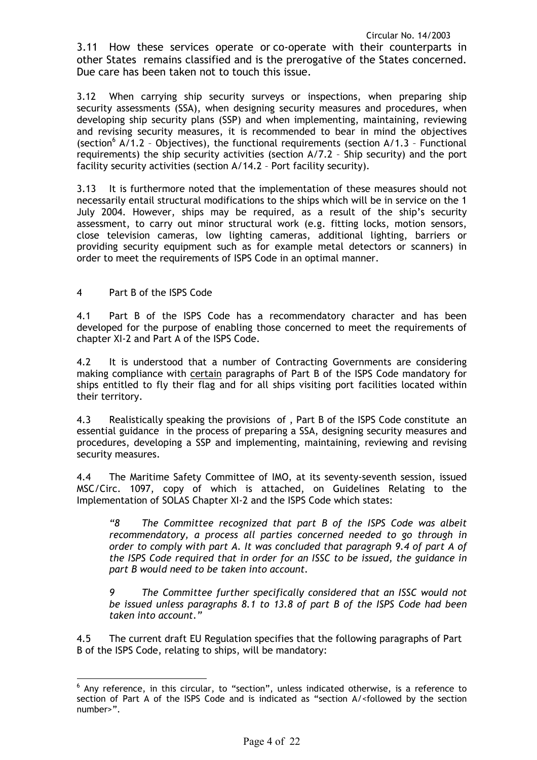3.11 How these services operate or co-operate with their counterparts in other States remains classified and is the prerogative of the States concerned. Due care has been taken not to touch this issue.

3.12 When carrying ship security surveys or inspections, when preparing ship security assessments (SSA), when designing security measures and procedures, when developing ship security plans (SSP) and when implementing, maintaining, reviewing and revising security measures, it is recommended to bear in mind the objectives (section[6] A/1.2 – Objectives), the functional requirements (section A/1.3 – Functional requirements) the ship security activities (section A/7.2 – Ship security) and the port facility security activities (section A/14.2 – Port facility security).

3.13 It is furthermore noted that the implementation of these measures should not necessarily entail structural modifications to the ships which will be in service on the 1 July 2004. However, ships may be required, as a result of the ship's security assessment, to carry out minor structural work (e.g. fitting locks, motion sensors, close television cameras, low lighting cameras, additional lighting, barriers or providing security equipment such as for example metal detectors or scanners) in order to meet the requirements of ISPS Code in an optimal manner.

## 4 Part B of the ISPS Code

4.1 Part B of the ISPS Code has a recommendatory character and has been developed for the purpose of enabling those concerned to meet the requirements of chapter XI-2 and Part A of the ISPS Code.

4.2 It is understood that a number of Contracting Governments are considering making compliance with <u>certain</u> paragraphs of Part B of the ISPS Code mandatory for ships entitled to fly their flag and for all ships visiting port facilities located within their territory.

4.3 Realistically speaking the provisions of , Part B of the ISPS Code constitute an essential guidance in the process of preparing a SSA, designing security measures and procedures, developing a SSP and implementing, maintaining, reviewing and revising security measures.

4.4 The Maritime Safety Committee of IMO, at its seventy-seventh session, issued MSC/Circ. 1097, copy of which is attached, on Guidelines Relating to the Implementation of SOLAS Chapter XI-2 and the ISPS Code which states:

> *"8 The Committee recognized that part B of the ISPS Code was albeit recommendatory, a process all parties concerned needed to go through in order to comply with part A. It was concluded that paragraph 9.4 of part A of the ISPS Code required that in order for an ISSC to be issued, the guidance in part B would need to be taken into account.*
>
> *9 The Committee further specifically considered that an ISSC would not be issued unless paragraphs 8.1 to 13.8 of part B of the ISPS Code had been taken into account."*

4.5 The current draft EU Regulation specifies that the following paragraphs of Part B of the ISPS Code, relating to ships, will be mandatory:

---

[6] Any reference, in this circular, to "section", unless indicated otherwise, is a reference to section of Part A of the ISPS Code and is indicated as "section A/<followed by the section number>".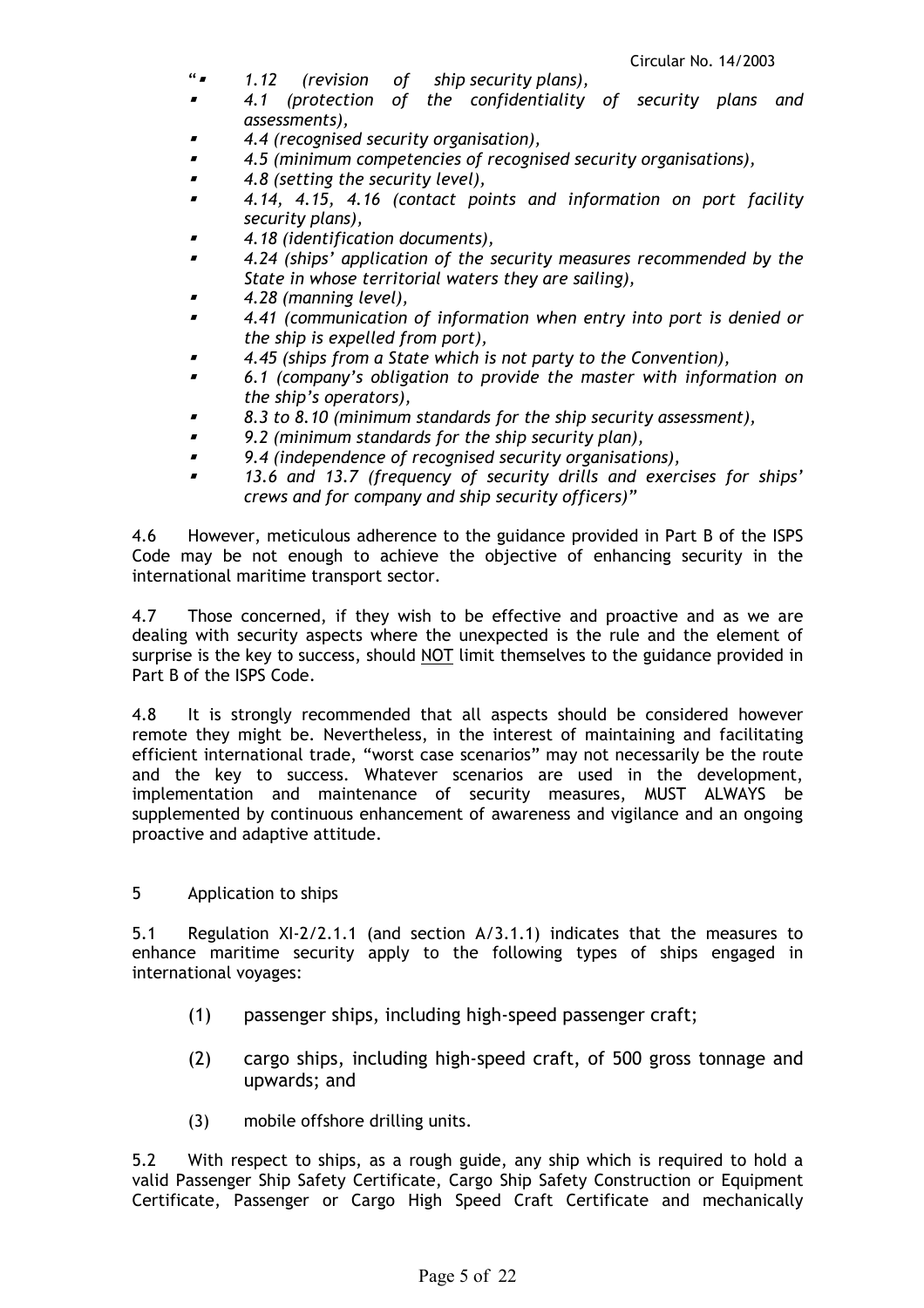- "1.12 (revision of ship security plans),
- *4.1 (protection of the confidentiality of security plans and assessments),*
- *4.4 (recognised security organisation),*
- *4.5 (minimum competencies of recognised security organisations),*
- *4.8 (setting the security level),*
- *4.14, 4.15, 4.16 (contact points and information on port facility security plans),*
- *4.18 (identification documents),*
- *4.24 (ships' application of the security measures recommended by the State in whose territorial waters they are sailing),*
- *4.28 (manning level),*
- *4.41 (communication of information when entry into port is denied or the ship is expelled from port),*
- *4.45 (ships from a State which is not party to the Convention),*
- *6.1 (company's obligation to provide the master with information on the ship's operators),*
- *8.3 to 8.10 (minimum standards for the ship security assessment),*
- *9.2 (minimum standards for the ship security plan),*
- *9.4 (independence of recognised security organisations),*
- *13.6 and 13.7 (frequency of security drills and exercises for ships' crews and for company and ship security officers)"*

4.6 However, meticulous adherence to the guidance provided in Part B of the ISPS Code may be not enough to achieve the objective of enhancing security in the international maritime transport sector.

4.7 Those concerned, if they wish to be effective and proactive and as we are dealing with security aspects where the unexpected is the rule and the element of surprise is the key to success, should <u>NOT</u> limit themselves to the guidance provided in Part B of the ISPS Code.

4.8 It is strongly recommended that all aspects should be considered however remote they might be. Nevertheless, in the interest of maintaining and facilitating efficient international trade, "worst case scenarios" may not necessarily be the route and the key to success. Whatever scenarios are used in the development, implementation and maintenance of security measures, MUST ALWAYS be supplemented by continuous enhancement of awareness and vigilance and an ongoing proactive and adaptive attitude.

## 5 Application to ships

5.1 Regulation XI-2/2.1.1 (and section A/3.1.1) indicates that the measures to enhance maritime security apply to the following types of ships engaged in international voyages:

(1) passenger ships, including high-speed passenger craft;

(2) cargo ships, including high-speed craft, of 500 gross tonnage and upwards; and

(3) mobile offshore drilling units.

5.2 With respect to ships, as a rough guide, any ship which is required to hold a valid Passenger Ship Safety Certificate, Cargo Ship Safety Construction or Equipment Certificate, Passenger or Cargo High Speed Craft Certificate and mechanically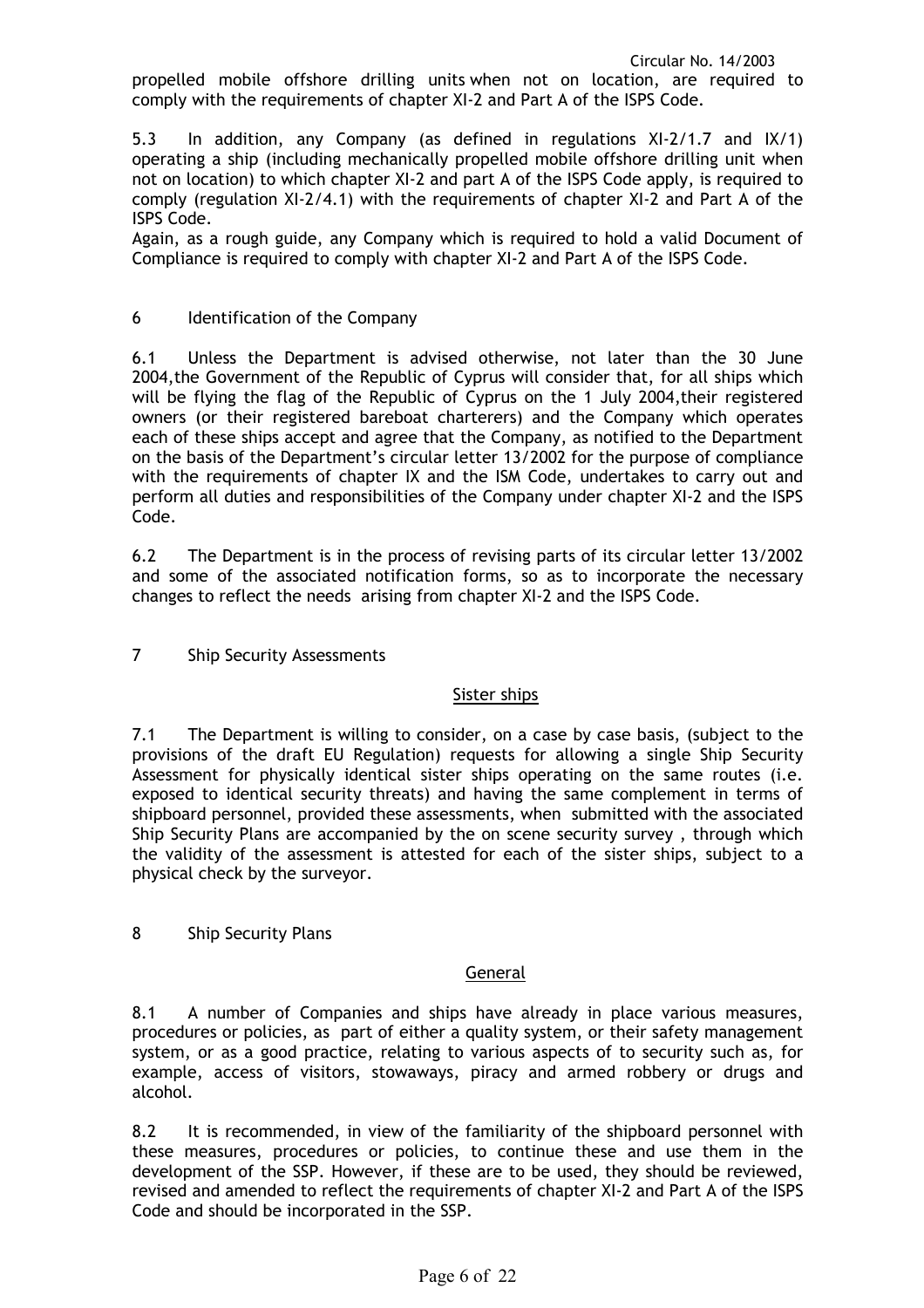propelled mobile offshore drilling units when not on location, are required to comply with the requirements of chapter XI-2 and Part A of the ISPS Code.

5.3 In addition, any Company (as defined in regulations XI-2/1.7 and IX/1) operating a ship (including mechanically propelled mobile offshore drilling unit when not on location) to which chapter XI-2 and part A of the ISPS Code apply, is required to comply (regulation XI-2/4.1) with the requirements of chapter XI-2 and Part A of the ISPS Code.
Again, as a rough guide, any Company which is required to hold a valid Document of Compliance is required to comply with chapter XI-2 and Part A of the ISPS Code.

## 6 Identification of the Company

6.1 Unless the Department is advised otherwise, not later than the 30 June 2004,the Government of the Republic of Cyprus will consider that, for all ships which will be flying the flag of the Republic of Cyprus on the 1 July 2004,their registered owners (or their registered bareboat charterers) and the Company which operates each of these ships accept and agree that the Company, as notified to the Department on the basis of the Department's circular letter 13/2002 for the purpose of compliance with the requirements of chapter IX and the ISM Code, undertakes to carry out and perform all duties and responsibilities of the Company under chapter XI-2 and the ISPS Code.

6.2 The Department is in the process of revising parts of its circular letter 13/2002 and some of the associated notification forms, so as to incorporate the necessary changes to reflect the needs arising from chapter XI-2 and the ISPS Code.

## 7 Ship Security Assessments

### Sister ships

7.1 The Department is willing to consider, on a case by case basis, (subject to the provisions of the draft EU Regulation) requests for allowing a single Ship Security Assessment for physically identical sister ships operating on the same routes (i.e. exposed to identical security threats) and having the same complement in terms of shipboard personnel, provided these assessments, when submitted with the associated Ship Security Plans are accompanied by the on scene security survey , through which the validity of the assessment is attested for each of the sister ships, subject to a physical check by the surveyor.

## 8 Ship Security Plans

### General

8.1 A number of Companies and ships have already in place various measures, procedures or policies, as part of either a quality system, or their safety management system, or as a good practice, relating to various aspects of to security such as, for example, access of visitors, stowaways, piracy and armed robbery or drugs and alcohol.

8.2 It is recommended, in view of the familiarity of the shipboard personnel with these measures, procedures or policies, to continue these and use them in the development of the SSP. However, if these are to be used, they should be reviewed, revised and amended to reflect the requirements of chapter XI-2 and Part A of the ISPS Code and should be incorporated in the SSP.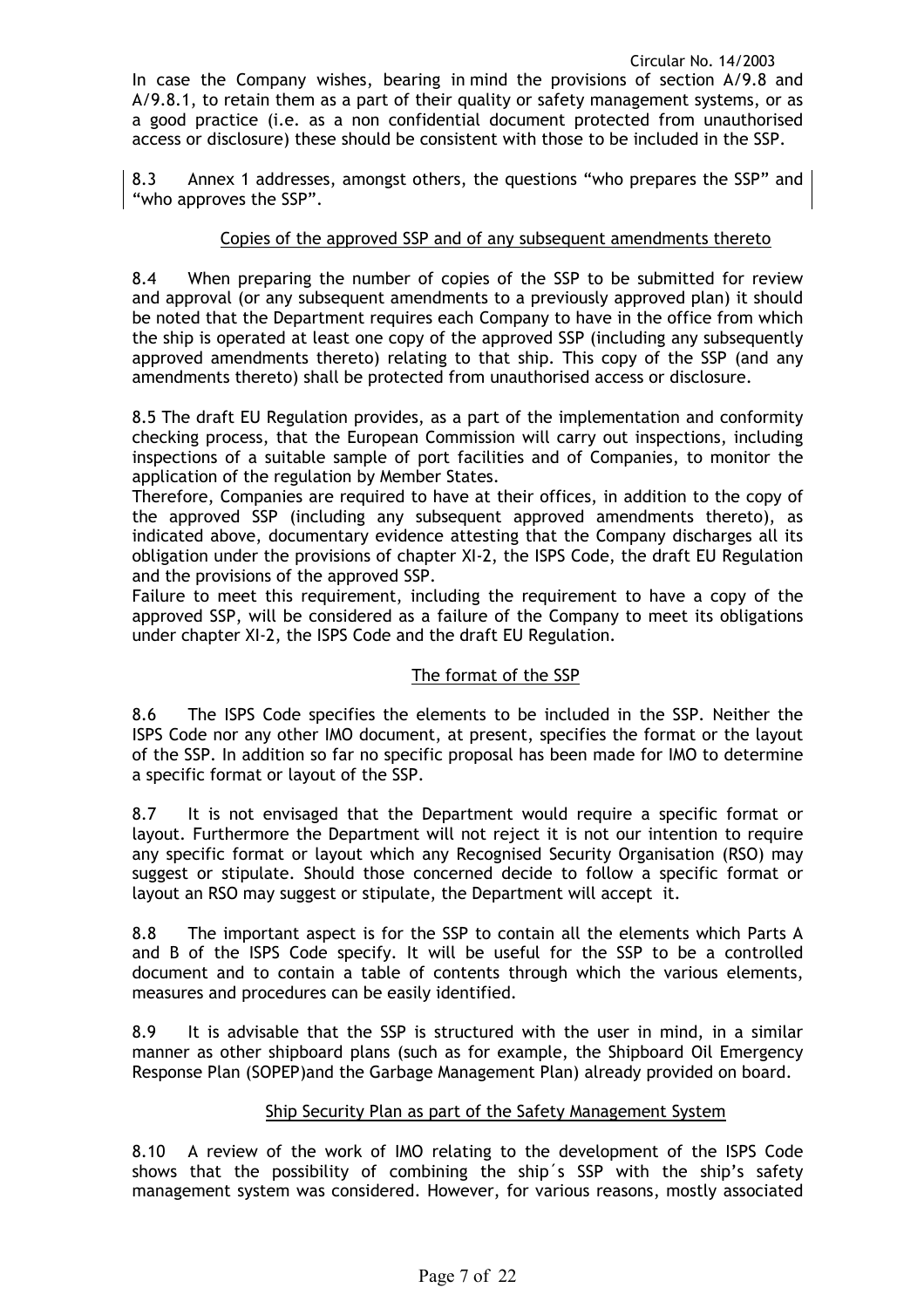In case the Company wishes, bearing in mind the provisions of section A/9.8 and A/9.8.1, to retain them as a part of their quality or safety management systems, or as a good practice (i.e. as a non confidential document protected from unauthorised access or disclosure) these should be consistent with those to be included in the SSP.

8.3 Annex 1 addresses, amongst others, the questions "who prepares the SSP" and "who approves the SSP".

## Copies of the approved SSP and of any subsequent amendments thereto

8.4 When preparing the number of copies of the SSP to be submitted for review and approval (or any subsequent amendments to a previously approved plan) it should be noted that the Department requires each Company to have in the office from which the ship is operated at least one copy of the approved SSP (including any subsequently approved amendments thereto) relating to that ship. This copy of the SSP (and any amendments thereto) shall be protected from unauthorised access or disclosure.

8.5 The draft EU Regulation provides, as a part of the implementation and conformity checking process, that the European Commission will carry out inspections, including inspections of a suitable sample of port facilities and of Companies, to monitor the application of the regulation by Member States.

Therefore, Companies are required to have at their offices, in addition to the copy of the approved SSP (including any subsequent approved amendments thereto), as indicated above, documentary evidence attesting that the Company discharges all its obligation under the provisions of chapter XI-2, the ISPS Code, the draft EU Regulation and the provisions of the approved SSP.

Failure to meet this requirement, including the requirement to have a copy of the approved SSP, will be considered as a failure of the Company to meet its obligations under chapter XI-2, the ISPS Code and the draft EU Regulation.

## The format of the SSP

8.6 The ISPS Code specifies the elements to be included in the SSP. Neither the ISPS Code nor any other IMO document, at present, specifies the format or the layout of the SSP. In addition so far no specific proposal has been made for IMO to determine a specific format or layout of the SSP.

8.7 It is not envisaged that the Department would require a specific format or layout. Furthermore the Department will not reject it is not our intention to require any specific format or layout which any Recognised Security Organisation (RSO) may suggest or stipulate. Should those concerned decide to follow a specific format or layout an RSO may suggest or stipulate, the Department will accept it.

8.8 The important aspect is for the SSP to contain all the elements which Parts A and B of the ISPS Code specify. It will be useful for the SSP to be a controlled document and to contain a table of contents through which the various elements, measures and procedures can be easily identified.

8.9 It is advisable that the SSP is structured with the user in mind, in a similar manner as other shipboard plans (such as for example, the Shipboard Oil Emergency Response Plan (SOPEP)and the Garbage Management Plan) already provided on board.

## Ship Security Plan as part of the Safety Management System

8.10 A review of the work of IMO relating to the development of the ISPS Code shows that the possibility of combining the ship´s SSP with the ship's safety management system was considered. However, for various reasons, mostly associated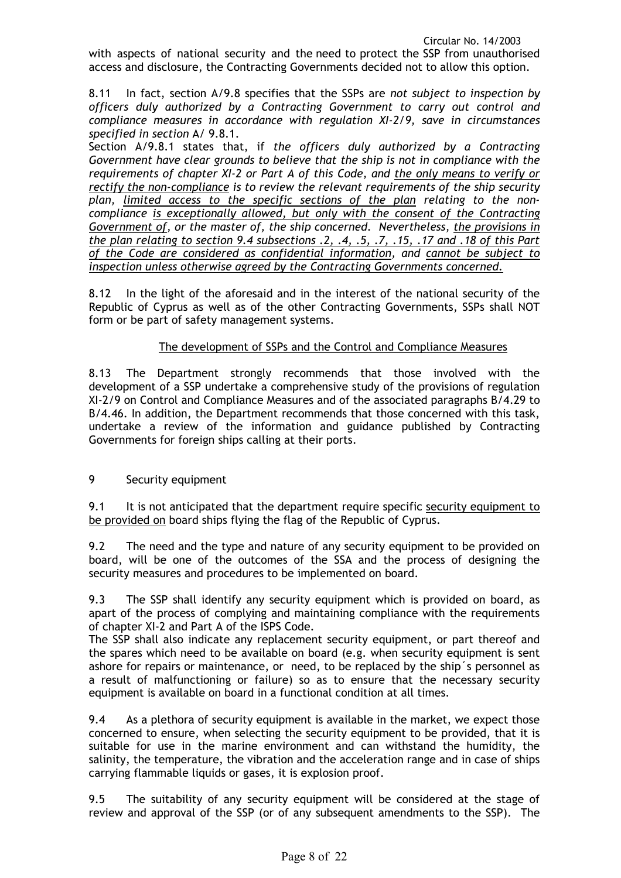with aspects of national security and the need to protect the SSP from unauthorised access and disclosure, the Contracting Governments decided not to allow this option.

8.11 In fact, section A/9.8 specifies that the SSPs are *not subject to inspection by officers duly authorized by a Contracting Government to carry out control and compliance measures in accordance with regulation XI-2/9, save in circumstances specified in section* A/ 9.8.1.

Section A/9.8.1 states that, if *the officers duly authorized by a Contracting Government have clear grounds to believe that the ship is not in compliance with the requirements of chapter XI-2 or Part A of this Code, and* *<u>the only means to verify or rectify the non-compliance</u>* *is to review the relevant requirements of the ship security plan,* *<u>limited access to the specific sections of the plan</u>* *relating to the non-compliance* *<u>is exceptionally allowed, but only with the consent of the Contracting Government of</u>*, *or the master of, the ship concerned. Nevertheless,* *<u>the provisions in the plan relating to section 9.4 subsections .2, .4, .5, .7, .15, .17 and .18 of this Part of the Code are considered as confidential information</u>*, *and* *<u>cannot be subject to inspection unless otherwise agreed by the Contracting Governments concerned.</u>*

8.12 In the light of the aforesaid and in the interest of the national security of the Republic of Cyprus as well as of the other Contracting Governments, SSPs shall NOT form or be part of safety management systems.

<u>The development of SSPs and the Control and Compliance Measures</u>

8.13 The Department strongly recommends that those involved with the development of a SSP undertake a comprehensive study of the provisions of regulation XI-2/9 on Control and Compliance Measures and of the associated paragraphs B/4.29 to B/4.46. In addition, the Department recommends that those concerned with this task, undertake a review of the information and guidance published by Contracting Governments for foreign ships calling at their ports.

## 9 Security equipment

9.1 It is not anticipated that the department require specific <u>security equipment to be provided on</u> board ships flying the flag of the Republic of Cyprus.

9.2 The need and the type and nature of any security equipment to be provided on board, will be one of the outcomes of the SSA and the process of designing the security measures and procedures to be implemented on board.

9.3 The SSP shall identify any security equipment which is provided on board, as apart of the process of complying and maintaining compliance with the requirements of chapter XI-2 and Part A of the ISPS Code.

The SSP shall also indicate any replacement security equipment, or part thereof and the spares which need to be available on board (e.g. when security equipment is sent ashore for repairs or maintenance, or need, to be replaced by the ship´s personnel as a result of malfunctioning or failure) so as to ensure that the necessary security equipment is available on board in a functional condition at all times.

9.4 As a plethora of security equipment is available in the market, we expect those concerned to ensure, when selecting the security equipment to be provided, that it is suitable for use in the marine environment and can withstand the humidity, the salinity, the temperature, the vibration and the acceleration range and in case of ships carrying flammable liquids or gases, it is explosion proof.

9.5 The suitability of any security equipment will be considered at the stage of review and approval of the SSP (or of any subsequent amendments to the SSP). The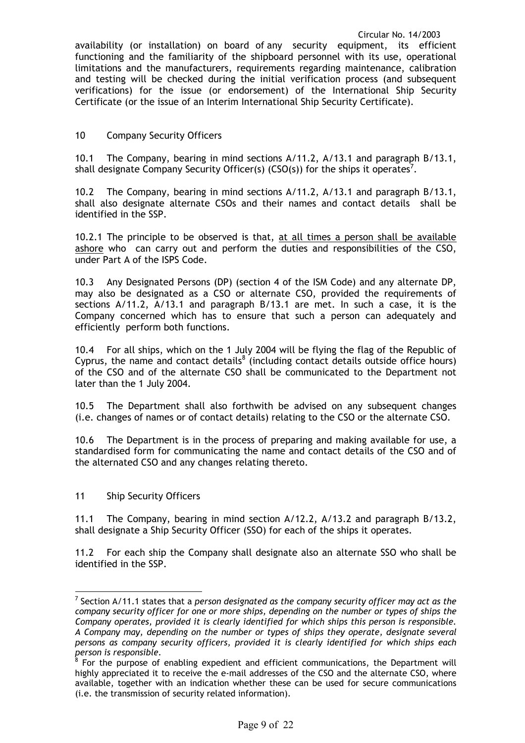availability (or installation) on board of any security equipment, its efficient functioning and the familiarity of the shipboard personnel with its use, operational limitations and the manufacturers, requirements regarding maintenance, calibration and testing will be checked during the initial verification process (and subsequent verifications) for the issue (or endorsement) of the International Ship Security Certificate (or the issue of an Interim International Ship Security Certificate).

## 10 Company Security Officers

10.1 The Company, bearing in mind sections A/11.2, A/13.1 and paragraph B/13.1, shall designate Company Security Officer(s) (CSO(s)) for the ships it operates[7].

10.2 The Company, bearing in mind sections A/11.2, A/13.1 and paragraph B/13.1, shall also designate alternate CSOs and their names and contact details shall be identified in the SSP.

10.2.1 The principle to be observed is that, <u>at all times a person shall be available ashore</u> who can carry out and perform the duties and responsibilities of the CSO, under Part A of the ISPS Code.

10.3 Any Designated Persons (DP) (section 4 of the ISM Code) and any alternate DP, may also be designated as a CSO or alternate CSO, provided the requirements of sections A/11.2, A/13.1 and paragraph B/13.1 are met. In such a case, it is the Company concerned which has to ensure that such a person can adequately and efficiently perform both functions.

10.4 For all ships, which on the 1 July 2004 will be flying the flag of the Republic of Cyprus, the name and contact details[8] (including contact details outside office hours) of the CSO and of the alternate CSO shall be communicated to the Department not later than the 1 July 2004.

10.5 The Department shall also forthwith be advised on any subsequent changes (i.e. changes of names or of contact details) relating to the CSO or the alternate CSO.

10.6 The Department is in the process of preparing and making available for use, a standardised form for communicating the name and contact details of the CSO and of the alternated CSO and any changes relating thereto.

## 11 Ship Security Officers

11.1 The Company, bearing in mind section A/12.2, A/13.2 and paragraph B/13.2, shall designate a Ship Security Officer (SSO) for each of the ships it operates.

11.2 For each ship the Company shall designate also an alternate SSO who shall be identified in the SSP.

---

[7] Section A/11.1 states that a *person designated as the company security officer may act as the company security officer for one or more ships, depending on the number or types of ships the Company operates, provided it is clearly identified for which ships this person is responsible. A Company may, depending on the number or types of ships they operate, designate several persons as company security officers, provided it is clearly identified for which ships each person is responsible.*

[8] For the purpose of enabling expedient and efficient communications, the Department will highly appreciated it to receive the e-mail addresses of the CSO and the alternate CSO, where available, together with an indication whether these can be used for secure communications (i.e. the transmission of security related information).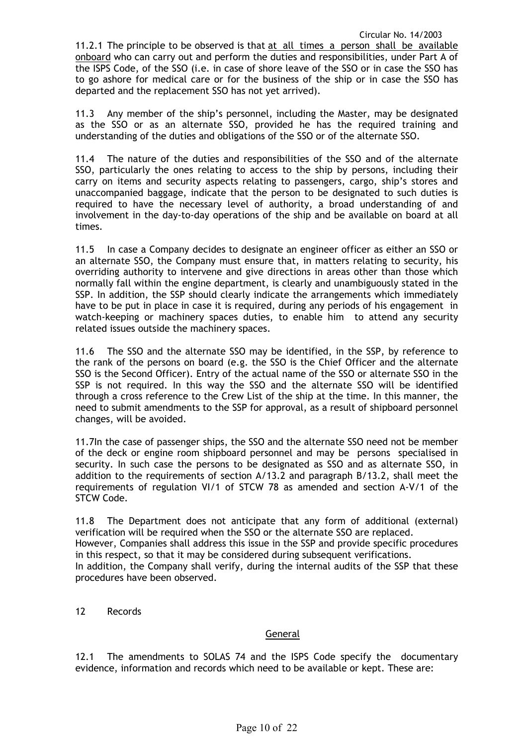11.2.1 The principle to be observed is that <u>at all times a person shall be available onboard</u> who can carry out and perform the duties and responsibilities, under Part A of the ISPS Code, of the SSO (i.e. in case of shore leave of the SSO or in case the SSO has to go ashore for medical care or for the business of the ship or in case the SSO has departed and the replacement SSO has not yet arrived).

11.3 Any member of the ship's personnel, including the Master, may be designated as the SSO or as an alternate SSO, provided he has the required training and understanding of the duties and obligations of the SSO or of the alternate SSO.

11.4 The nature of the duties and responsibilities of the SSO and of the alternate SSO, particularly the ones relating to access to the ship by persons, including their carry on items and security aspects relating to passengers, cargo, ship's stores and unaccompanied baggage, indicate that the person to be designated to such duties is required to have the necessary level of authority, a broad understanding of and involvement in the day-to-day operations of the ship and be available on board at all times.

11.5 In case a Company decides to designate an engineer officer as either an SSO or an alternate SSO, the Company must ensure that, in matters relating to security, his overriding authority to intervene and give directions in areas other than those which normally fall within the engine department, is clearly and unambiguously stated in the SSP. In addition, the SSP should clearly indicate the arrangements which immediately have to be put in place in case it is required, during any periods of his engagement in watch-keeping or machinery spaces duties, to enable him to attend any security related issues outside the machinery spaces.

11.6 The SSO and the alternate SSO may be identified, in the SSP, by reference to the rank of the persons on board (e.g. the SSO is the Chief Officer and the alternate SSO is the Second Officer). Entry of the actual name of the SSO or alternate SSO in the SSP is not required. In this way the SSO and the alternate SSO will be identified through a cross reference to the Crew List of the ship at the time. In this manner, the need to submit amendments to the SSP for approval, as a result of shipboard personnel changes, will be avoided.

11.7In the case of passenger ships, the SSO and the alternate SSO need not be member of the deck or engine room shipboard personnel and may be persons specialised in security. In such case the persons to be designated as SSO and as alternate SSO, in addition to the requirements of section A/13.2 and paragraph B/13.2, shall meet the requirements of regulation VI/1 of STCW 78 as amended and section A-V/1 of the STCW Code.

11.8 The Department does not anticipate that any form of additional (external) verification will be required when the SSO or the alternate SSO are replaced.
However, Companies shall address this issue in the SSP and provide specific procedures in this respect, so that it may be considered during subsequent verifications.
In addition, the Company shall verify, during the internal audits of the SSP that these procedures have been observed.

## 12 Records

### <u>General</u>

12.1 The amendments to SOLAS 74 and the ISPS Code specify the documentary evidence, information and records which need to be available or kept. These are: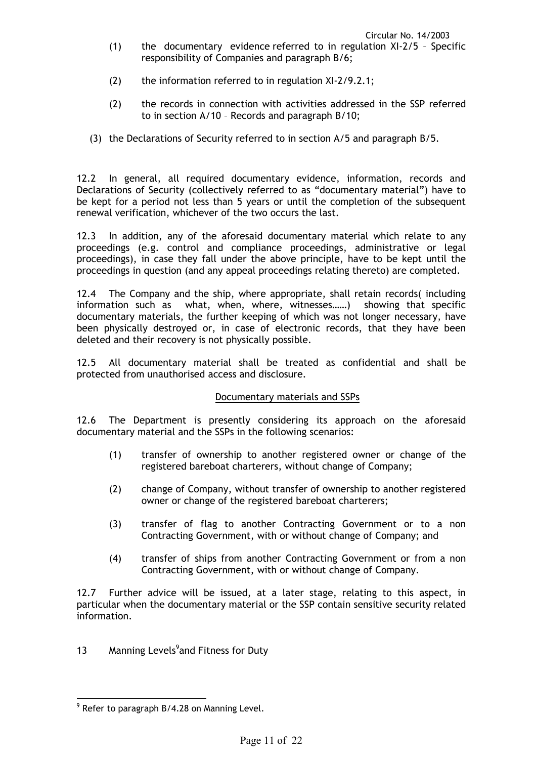(1) the documentary evidence referred to in regulation XI-2/5 – Specific responsibility of Companies and paragraph B/6;

(2) the information referred to in regulation XI-2/9.2.1;

(2) the records in connection with activities addressed in the SSP referred to in section A/10 – Records and paragraph B/10;

(3) the Declarations of Security referred to in section A/5 and paragraph B/5.

12.2 In general, all required documentary evidence, information, records and Declarations of Security (collectively referred to as "documentary material") have to be kept for a period not less than 5 years or until the completion of the subsequent renewal verification, whichever of the two occurs the last.

12.3 In addition, any of the aforesaid documentary material which relate to any proceedings (e.g. control and compliance proceedings, administrative or legal proceedings), in case they fall under the above principle, have to be kept until the proceedings in question (and any appeal proceedings relating thereto) are completed.

12.4 The Company and the ship, where appropriate, shall retain records( including information such as what, when, where, witnesses……) showing that specific documentary materials, the further keeping of which was not longer necessary, have been physically destroyed or, in case of electronic records, that they have been deleted and their recovery is not physically possible.

12.5 All documentary material shall be treated as confidential and shall be protected from unauthorised access and disclosure.

<u>Documentary materials and SSPs</u>

12.6 The Department is presently considering its approach on the aforesaid documentary material and the SSPs in the following scenarios:

(1) transfer of ownership to another registered owner or change of the registered bareboat charterers, without change of Company;

(2) change of Company, without transfer of ownership to another registered owner or change of the registered bareboat charterers;

(3) transfer of flag to another Contracting Government or to a non Contracting Government, with or without change of Company; and

(4) transfer of ships from another Contracting Government or from a non Contracting Government, with or without change of Company.

12.7 Further advice will be issued, at a later stage, relating to this aspect, in particular when the documentary material or the SSP contain sensitive security related information.

13 Manning Levels[9] and Fitness for Duty

[9] Refer to paragraph B/4.28 on Manning Level.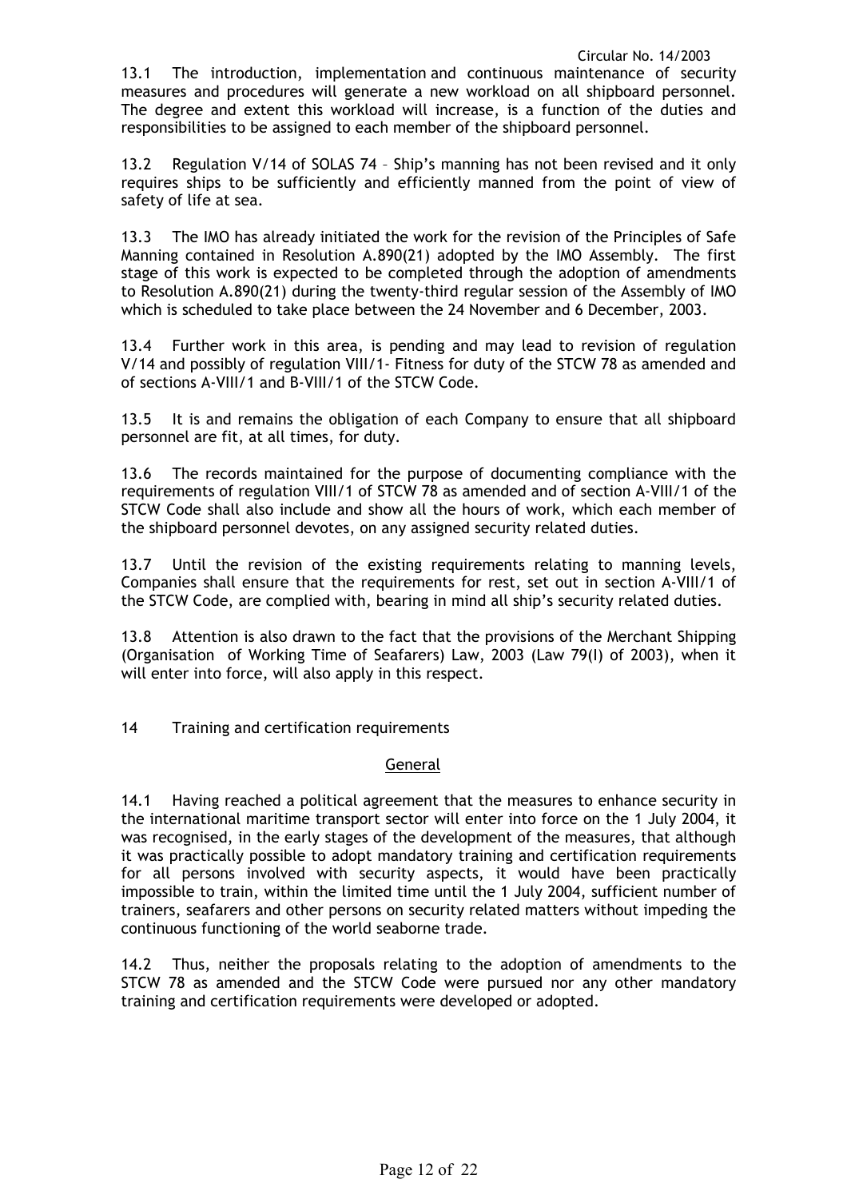13.1 The introduction, implementation and continuous maintenance of security measures and procedures will generate a new workload on all shipboard personnel. The degree and extent this workload will increase, is a function of the duties and responsibilities to be assigned to each member of the shipboard personnel.

13.2 Regulation V/14 of SOLAS 74 – Ship's manning has not been revised and it only requires ships to be sufficiently and efficiently manned from the point of view of safety of life at sea.

13.3 The IMO has already initiated the work for the revision of the Principles of Safe Manning contained in Resolution A.890(21) adopted by the IMO Assembly. The first stage of this work is expected to be completed through the adoption of amendments to Resolution A.890(21) during the twenty-third regular session of the Assembly of IMO which is scheduled to take place between the 24 November and 6 December, 2003.

13.4 Further work in this area, is pending and may lead to revision of regulation V/14 and possibly of regulation VIII/1- Fitness for duty of the STCW 78 as amended and of sections A-VIII/1 and B-VIII/1 of the STCW Code.

13.5 It is and remains the obligation of each Company to ensure that all shipboard personnel are fit, at all times, for duty.

13.6 The records maintained for the purpose of documenting compliance with the requirements of regulation VIII/1 of STCW 78 as amended and of section A-VIII/1 of the STCW Code shall also include and show all the hours of work, which each member of the shipboard personnel devotes, on any assigned security related duties.

13.7 Until the revision of the existing requirements relating to manning levels, Companies shall ensure that the requirements for rest, set out in section A-VIII/1 of the STCW Code, are complied with, bearing in mind all ship's security related duties.

13.8 Attention is also drawn to the fact that the provisions of the Merchant Shipping (Organisation of Working Time of Seafarers) Law, 2003 (Law 79(I) of 2003), when it will enter into force, will also apply in this respect.

## 14 Training and certification requirements

### General

14.1 Having reached a political agreement that the measures to enhance security in the international maritime transport sector will enter into force on the 1 July 2004, it was recognised, in the early stages of the development of the measures, that although it was practically possible to adopt mandatory training and certification requirements for all persons involved with security aspects, it would have been practically impossible to train, within the limited time until the 1 July 2004, sufficient number of trainers, seafarers and other persons on security related matters without impeding the continuous functioning of the world seaborne trade.

14.2 Thus, neither the proposals relating to the adoption of amendments to the STCW 78 as amended and the STCW Code were pursued nor any other mandatory training and certification requirements were developed or adopted.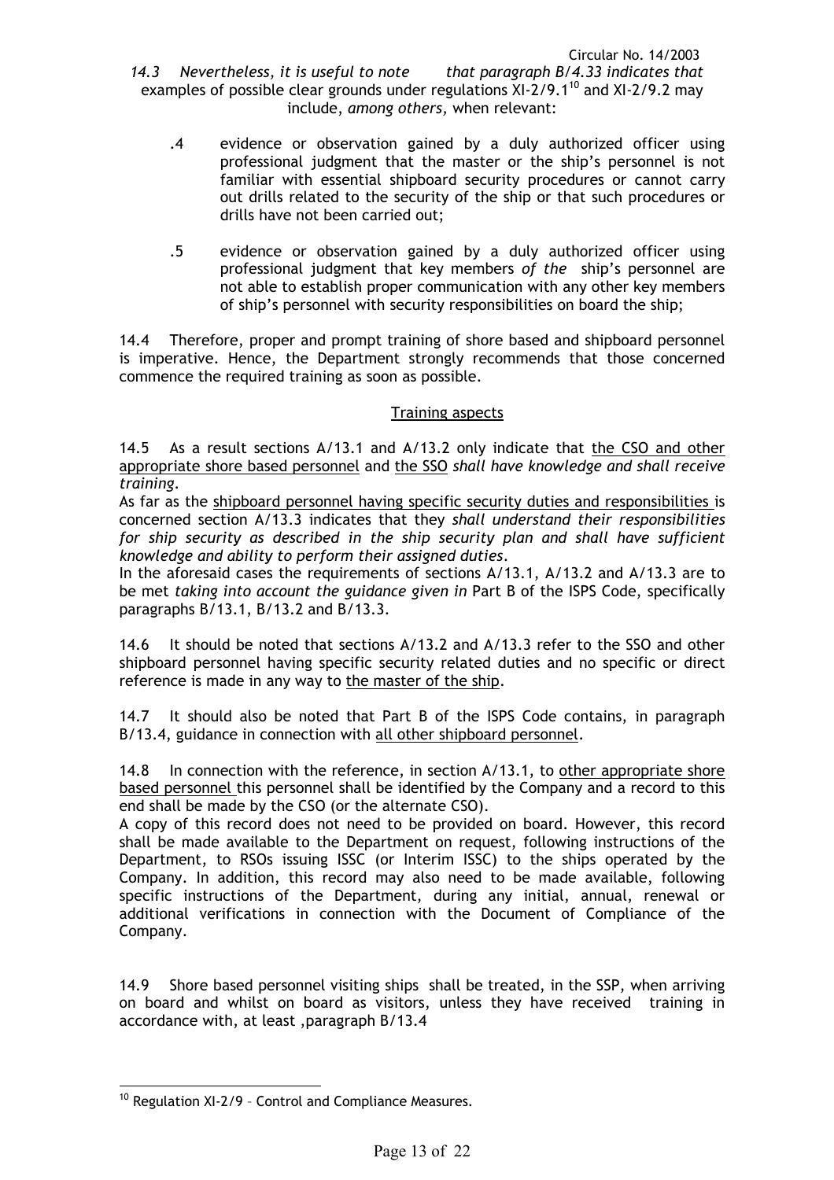*14.3 Nevertheless, it is useful to note that paragraph B/4.33 indicates that* examples of possible clear grounds under regulations XI-2/9.1[10] and XI-2/9.2 may include, *among others,* when relevant:

.4 evidence or observation gained by a duly authorized officer using professional judgment that the master or the ship's personnel is not familiar with essential shipboard security procedures or cannot carry out drills related to the security of the ship or that such procedures or drills have not been carried out;

.5 evidence or observation gained by a duly authorized officer using professional judgment that key members *of the* ship's personnel are not able to establish proper communication with any other key members of ship's personnel with security responsibilities on board the ship;

14.4 Therefore, proper and prompt training of shore based and shipboard personnel is imperative. Hence, the Department strongly recommends that those concerned commence the required training as soon as possible.

<u>Training aspects</u>

14.5 As a result sections A/13.1 and A/13.2 only indicate that <u>the CSO and other appropriate shore based personnel</u> and <u>the SSO</u> *shall have knowledge and shall receive training*.

As far as the <u>shipboard personnel having specific security duties and responsibilities</u> is concerned section A/13.3 indicates that they *shall understand their responsibilities for ship security as described in the ship security plan and shall have sufficient knowledge and ability to perform their assigned duties*.

In the aforesaid cases the requirements of sections A/13.1, A/13.2 and A/13.3 are to be met *taking into account the guidance given in* Part B of the ISPS Code, specifically paragraphs B/13.1, B/13.2 and B/13.3.

14.6 It should be noted that sections A/13.2 and A/13.3 refer to the SSO and other shipboard personnel having specific security related duties and no specific or direct reference is made in any way to <u>the master of the ship</u>.

14.7 It should also be noted that Part B of the ISPS Code contains, in paragraph B/13.4, guidance in connection with <u>all other shipboard personnel</u>.

14.8 In connection with the reference, in section A/13.1, to <u>other appropriate shore based personnel</u> this personnel shall be identified by the Company and a record to this end shall be made by the CSO (or the alternate CSO).

A copy of this record does not need to be provided on board. However, this record shall be made available to the Department on request, following instructions of the Department, to RSOs issuing ISSC (or Interim ISSC) to the ships operated by the Company. In addition, this record may also need to be made available, following specific instructions of the Department, during any initial, annual, renewal or additional verifications in connection with the Document of Compliance of the Company.

14.9 Shore based personnel visiting ships shall be treated, in the SSP, when arriving on board and whilst on board as visitors, unless they have received training in accordance with, at least ,paragraph B/13.4

[10] Regulation XI-2/9 – Control and Compliance Measures.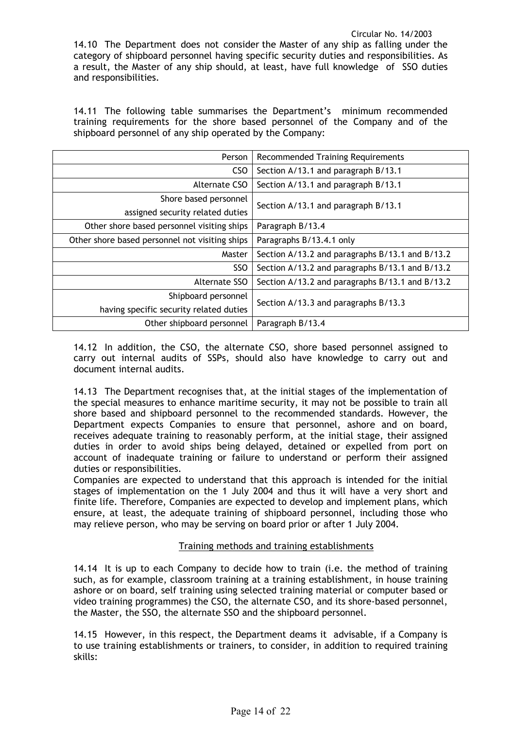14.10 The Department does not consider the Master of any ship as falling under the category of shipboard personnel having specific security duties and responsibilities. As a result, the Master of any ship should, at least, have full knowledge of SSO duties and responsibilities.

14.11 The following table summarises the Department's minimum recommended training requirements for the shore based personnel of the Company and of the shipboard personnel of any ship operated by the Company:

| Person | Recommended Training Requirements |
|---|---|
| CSO | Section A/13.1 and paragraph B/13.1 |
| Alternate CSO | Section A/13.1 and paragraph B/13.1 |
| Shore based personnel assigned security related duties | Section A/13.1 and paragraph B/13.1 |
| Other shore based personnel visiting ships | Paragraph B/13.4 |
| Other shore based personnel not visiting ships | Paragraphs B/13.4.1 only |
| Master | Section A/13.2 and paragraphs B/13.1 and B/13.2 |
| SSO | Section A/13.2 and paragraphs B/13.1 and B/13.2 |
| Alternate SSO | Section A/13.2 and paragraphs B/13.1 and B/13.2 |
| Shipboard personnel having specific security related duties | Section A/13.3 and paragraphs B/13.3 |
| Other shipboard personnel | Paragraph B/13.4 |

14.12 In addition, the CSO, the alternate CSO, shore based personnel assigned to carry out internal audits of SSPs, should also have knowledge to carry out and document internal audits.

14.13 The Department recognises that, at the initial stages of the implementation of the special measures to enhance maritime security, it may not be possible to train all shore based and shipboard personnel to the recommended standards. However, the Department expects Companies to ensure that personnel, ashore and on board, receives adequate training to reasonably perform, at the initial stage, their assigned duties in order to avoid ships being delayed, detained or expelled from port on account of inadequate training or failure to understand or perform their assigned duties or responsibilities.

Companies are expected to understand that this approach is intended for the initial stages of implementation on the 1 July 2004 and thus it will have a very short and finite life. Therefore, Companies are expected to develop and implement plans, which ensure, at least, the adequate training of shipboard personnel, including those who may relieve person, who may be serving on board prior or after 1 July 2004.

## Training methods and training establishments

14.14 It is up to each Company to decide how to train (i.e. the method of training such, as for example, classroom training at a training establishment, in house training ashore or on board, self training using selected training material or computer based or video training programmes) the CSO, the alternate CSO, and its shore-based personnel, the Master, the SSO, the alternate SSO and the shipboard personnel.

14.15 However, in this respect, the Department deams it advisable, if a Company is to use training establishments or trainers, to consider, in addition to required training skills: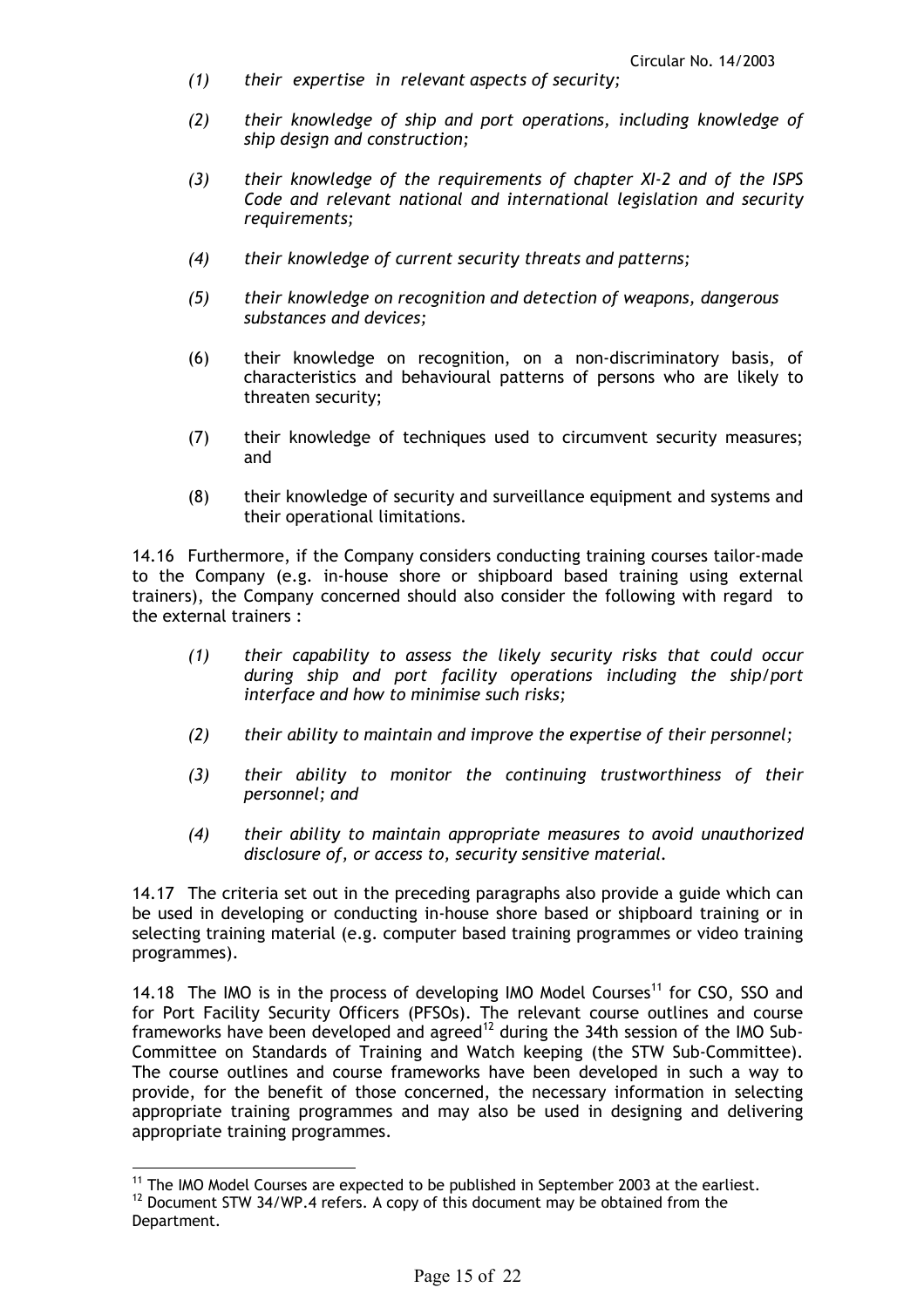*(1) their expertise in relevant aspects of security;*

*(2) their knowledge of ship and port operations, including knowledge of ship design and construction;*

*(3) their knowledge of the requirements of chapter XI-2 and of the ISPS Code and relevant national and international legislation and security requirements;*

*(4) their knowledge of current security threats and patterns;*

*(5) their knowledge on recognition and detection of weapons, dangerous substances and devices;*

(6) their knowledge on recognition, on a non-discriminatory basis, of characteristics and behavioural patterns of persons who are likely to threaten security;

(7) their knowledge of techniques used to circumvent security measures; and

(8) their knowledge of security and surveillance equipment and systems and their operational limitations.

14.16 Furthermore, if the Company considers conducting training courses tailor-made to the Company (e.g. in-house shore or shipboard based training using external trainers), the Company concerned should also consider the following with regard to the external trainers :

*(1) their capability to assess the likely security risks that could occur during ship and port facility operations including the ship/port interface and how to minimise such risks;*

*(2) their ability to maintain and improve the expertise of their personnel;*

*(3) their ability to monitor the continuing trustworthiness of their personnel; and*

*(4) their ability to maintain appropriate measures to avoid unauthorized disclosure of, or access to, security sensitive material.*

14.17 The criteria set out in the preceding paragraphs also provide a guide which can be used in developing or conducting in-house shore based or shipboard training or in selecting training material (e.g. computer based training programmes or video training programmes).

14.18 The IMO is in the process of developing IMO Model Courses[11] for CSO, SSO and for Port Facility Security Officers (PFSOs). The relevant course outlines and course frameworks have been developed and agreed[12] during the 34th session of the IMO Sub-Committee on Standards of Training and Watch keeping (the STW Sub-Committee). The course outlines and course frameworks have been developed in such a way to provide, for the benefit of those concerned, the necessary information in selecting appropriate training programmes and may also be used in designing and delivering appropriate training programmes.

---

[11] The IMO Model Courses are expected to be published in September 2003 at the earliest.

[12] Document STW 34/WP.4 refers. A copy of this document may be obtained from the Department.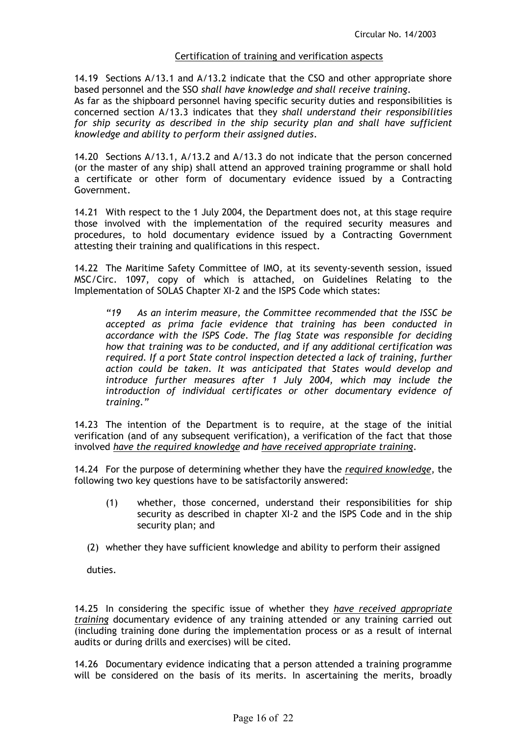Circular No. 14/2003

<u>Certification of training and verification aspects</u>

14.19 Sections A/13.1 and A/13.2 indicate that the CSO and other appropriate shore based personnel and the SSO *shall have knowledge and shall receive training*.
As far as the shipboard personnel having specific security duties and responsibilities is concerned section A/13.3 indicates that they *shall understand their responsibilities for ship security as described in the ship security plan and shall have sufficient knowledge and ability to perform their assigned duties*.

14.20 Sections A/13.1, A/13.2 and A/13.3 do not indicate that the person concerned (or the master of any ship) shall attend an approved training programme or shall hold a certificate or other form of documentary evidence issued by a Contracting Government.

14.21 With respect to the 1 July 2004, the Department does not, at this stage require those involved with the implementation of the required security measures and procedures, to hold documentary evidence issued by a Contracting Government attesting their training and qualifications in this respect.

14.22 The Maritime Safety Committee of IMO, at its seventy-seventh session, issued MSC/Circ. 1097, copy of which is attached, on Guidelines Relating to the Implementation of SOLAS Chapter XI-2 and the ISPS Code which states:

> *"19 As an interim measure, the Committee recommended that the ISSC be accepted as prima facie evidence that training has been conducted in accordance with the ISPS Code. The flag State was responsible for deciding how that training was to be conducted, and if any additional certification was required. If a port State control inspection detected a lack of training, further action could be taken. It was anticipated that States would develop and introduce further measures after 1 July 2004, which may include the introduction of individual certificates or other documentary evidence of training."*

14.23 The intention of the Department is to require, at the stage of the initial verification (and of any subsequent verification), a verification of the fact that those involved <u>have the required knowledge</u> and <u>have received appropriate training</u>.

14.24 For the purpose of determining whether they have the <u>*required knowledge*</u>, the following two key questions have to be satisfactorily answered:

(1) whether, those concerned, understand their responsibilities for ship security as described in chapter XI-2 and the ISPS Code and in the ship security plan; and

(2) whether they have sufficient knowledge and ability to perform their assigned duties.

14.25 In considering the specific issue of whether they <u>*have received appropriate training*</u> documentary evidence of any training attended or any training carried out (including training done during the implementation process or as a result of internal audits or during drills and exercises) will be cited.

14.26 Documentary evidence indicating that a person attended a training programme will be considered on the basis of its merits. In ascertaining the merits, broadly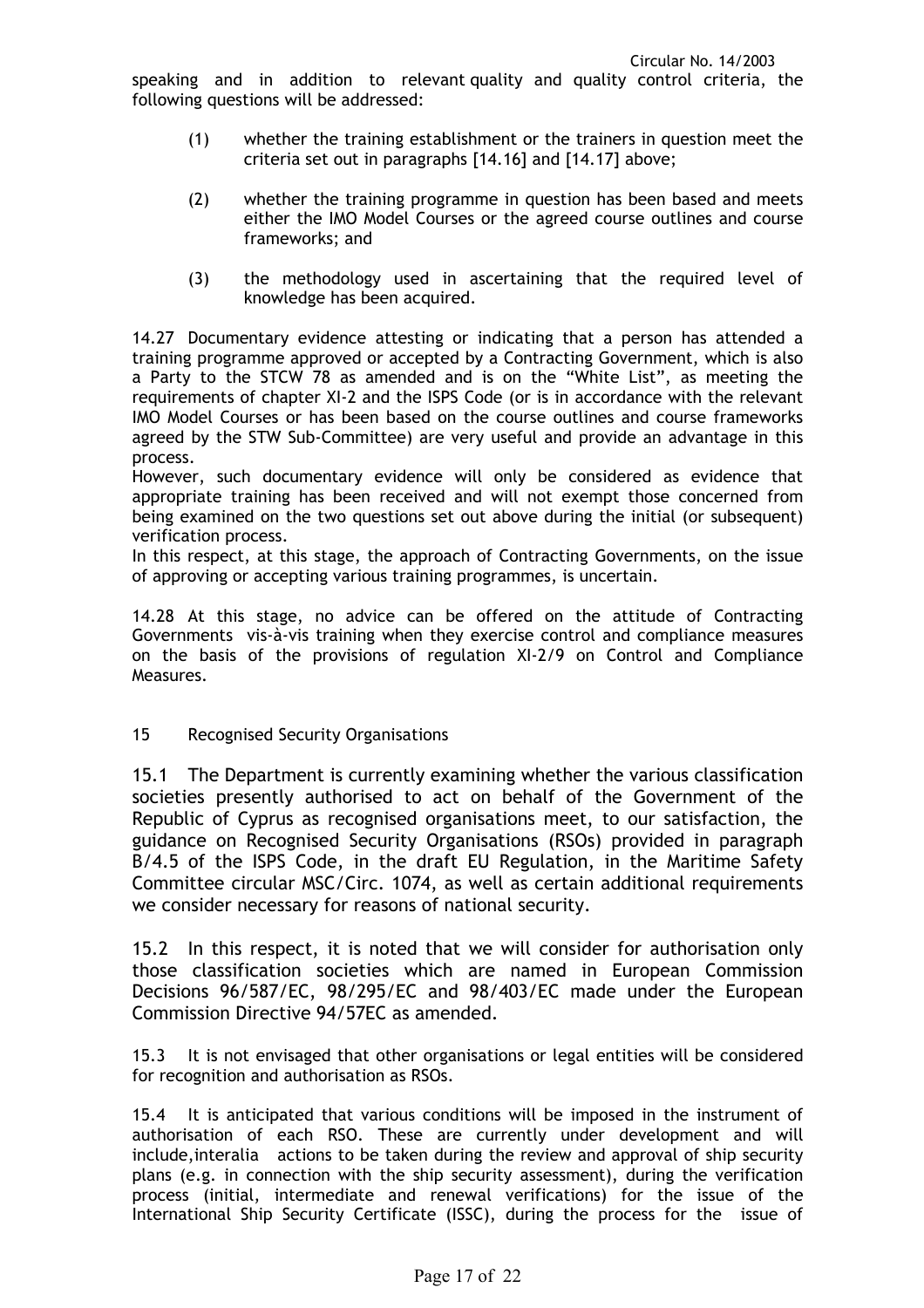speaking and in addition to relevant quality and quality control criteria, the following questions will be addressed:

(1) whether the training establishment or the trainers in question meet the criteria set out in paragraphs [14.16] and [14.17] above;

(2) whether the training programme in question has been based and meets either the IMO Model Courses or the agreed course outlines and course frameworks; and

(3) the methodology used in ascertaining that the required level of knowledge has been acquired.

14.27 Documentary evidence attesting or indicating that a person has attended a training programme approved or accepted by a Contracting Government, which is also a Party to the STCW 78 as amended and is on the "White List", as meeting the requirements of chapter XI-2 and the ISPS Code (or is in accordance with the relevant IMO Model Courses or has been based on the course outlines and course frameworks agreed by the STW Sub-Committee) are very useful and provide an advantage in this process.

However, such documentary evidence will only be considered as evidence that appropriate training has been received and will not exempt those concerned from being examined on the two questions set out above during the initial (or subsequent) verification process.

In this respect, at this stage, the approach of Contracting Governments, on the issue of approving or accepting various training programmes, is uncertain.

14.28 At this stage, no advice can be offered on the attitude of Contracting Governments vis-à-vis training when they exercise control and compliance measures on the basis of the provisions of regulation XI-2/9 on Control and Compliance Measures.

## 15 Recognised Security Organisations

15.1 The Department is currently examining whether the various classification societies presently authorised to act on behalf of the Government of the Republic of Cyprus as recognised organisations meet, to our satisfaction, the guidance on Recognised Security Organisations (RSOs) provided in paragraph B/4.5 of the ISPS Code, in the draft EU Regulation, in the Maritime Safety Committee circular MSC/Circ. 1074, as well as certain additional requirements we consider necessary for reasons of national security.

15.2 In this respect, it is noted that we will consider for authorisation only those classification societies which are named in European Commission Decisions 96/587/EC, 98/295/EC and 98/403/EC made under the European Commission Directive 94/57EC as amended.

15.3 It is not envisaged that other organisations or legal entities will be considered for recognition and authorisation as RSOs.

15.4 It is anticipated that various conditions will be imposed in the instrument of authorisation of each RSO. These are currently under development and will include, interalia actions to be taken during the review and approval of ship security plans (e.g. in connection with the ship security assessment), during the verification process (initial, intermediate and renewal verifications) for the issue of the International Ship Security Certificate (ISSC), during the process for the issue of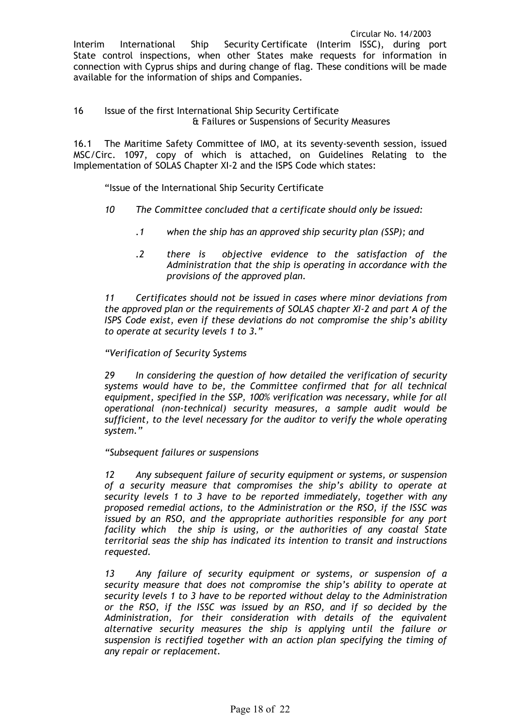Interim International Ship Security Certificate (Interim ISSC), during port State control inspections, when other States make requests for information in connection with Cyprus ships and during change of flag. These conditions will be made available for the information of ships and Companies.

## 16 Issue of the first International Ship Security Certificate & Failures or Suspensions of Security Measures

16.1 The Maritime Safety Committee of IMO, at its seventy-seventh session, issued MSC/Circ. 1097, copy of which is attached, on Guidelines Relating to the Implementation of SOLAS Chapter XI-2 and the ISPS Code which states:

"Issue of the International Ship Security Certificate

*10 The Committee concluded that a certificate should only be issued:*

*.1 when the ship has an approved ship security plan (SSP); and*

*.2 there is objective evidence to the satisfaction of the Administration that the ship is operating in accordance with the provisions of the approved plan.*

*11 Certificates should not be issued in cases where minor deviations from the approved plan or the requirements of SOLAS chapter XI-2 and part A of the ISPS Code exist, even if these deviations do not compromise the ship's ability to operate at security levels 1 to 3."*

*"Verification of Security Systems*

*29 In considering the question of how detailed the verification of security systems would have to be, the Committee confirmed that for all technical equipment, specified in the SSP, 100% verification was necessary, while for all operational (non-technical) security measures, a sample audit would be sufficient, to the level necessary for the auditor to verify the whole operating system."*

*"Subsequent failures or suspensions*

*12 Any subsequent failure of security equipment or systems, or suspension of a security measure that compromises the ship's ability to operate at security levels 1 to 3 have to be reported immediately, together with any proposed remedial actions, to the Administration or the RSO, if the ISSC was issued by an RSO, and the appropriate authorities responsible for any port facility which the ship is using, or the authorities of any coastal State territorial seas the ship has indicated its intention to transit and instructions requested.*

*13 Any failure of security equipment or systems, or suspension of a security measure that does not compromise the ship's ability to operate at security levels 1 to 3 have to be reported without delay to the Administration or the RSO, if the ISSC was issued by an RSO, and if so decided by the Administration, for their consideration with details of the equivalent alternative security measures the ship is applying until the failure or suspension is rectified together with an action plan specifying the timing of any repair or replacement.*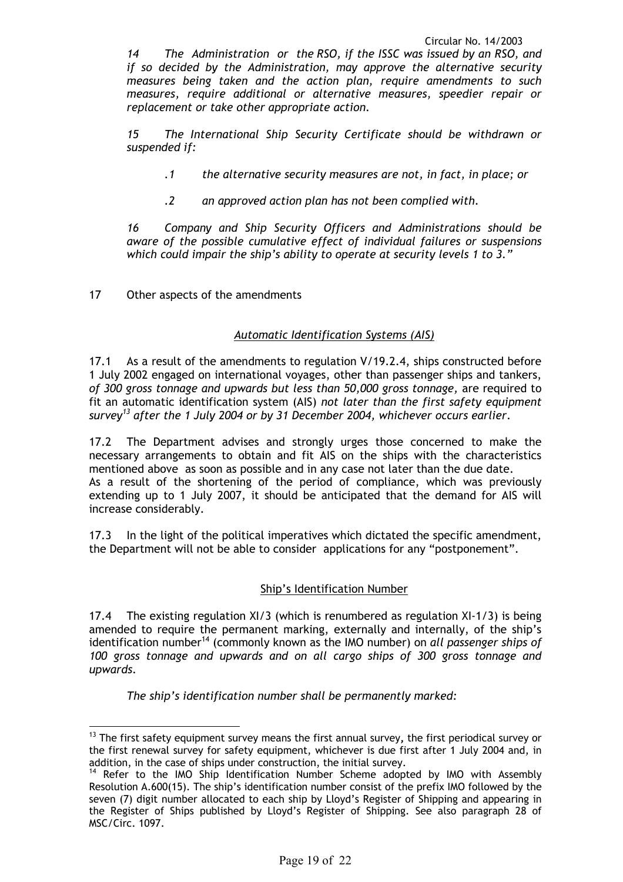*14 The Administration or the RSO, if the ISSC was issued by an RSO, and if so decided by the Administration, may approve the alternative security measures being taken and the action plan, require amendments to such measures, require additional or alternative measures, speedier repair or replacement or take other appropriate action.*

*15 The International Ship Security Certificate should be withdrawn or suspended if:*

*.1 the alternative security measures are not, in fact, in place; or*

*.2 an approved action plan has not been complied with.*

*16 Company and Ship Security Officers and Administrations should be aware of the possible cumulative effect of individual failures or suspensions which could impair the ship's ability to operate at security levels 1 to 3."*

17 Other aspects of the amendments

### *Automatic Identification Systems (AIS)*

17.1 As a result of the amendments to regulation V/19.2.4, ships constructed before 1 July 2002 engaged on international voyages, other than passenger ships and tankers, *of 300 gross tonnage and upwards but less than 50,000 gross tonnage,* are required to fit an automatic identification system (AIS) *not later than the first safety equipment survey*[13] *after the 1 July 2004 or by 31 December 2004, whichever occurs earlier*.

17.2 The Department advises and strongly urges those concerned to make the necessary arrangements to obtain and fit AIS on the ships with the characteristics mentioned above as soon as possible and in any case not later than the due date. As a result of the shortening of the period of compliance, which was previously extending up to 1 July 2007, it should be anticipated that the demand for AIS will increase considerably.

17.3 In the light of the political imperatives which dictated the specific amendment, the Department will not be able to consider applications for any "postponement".

### Ship's Identification Number

17.4 The existing regulation XI/3 (which is renumbered as regulation XI-1/3) is being amended to require the permanent marking, externally and internally, of the ship's identification number[14] (commonly known as the IMO number) on *all passenger ships of 100 gross tonnage and upwards and on all cargo ships of 300 gross tonnage and upwards*.

*The ship's identification number shall be permanently marked:*

---

[13] The first safety equipment survey means the first annual survey, the first periodical survey or the first renewal survey for safety equipment, whichever is due first after 1 July 2004 and, in addition, in the case of ships under construction, the initial survey.

[14] Refer to the IMO Ship Identification Number Scheme adopted by IMO with Assembly Resolution A.600(15). The ship's identification number consist of the prefix IMO followed by the seven (7) digit number allocated to each ship by Lloyd's Register of Shipping and appearing in the Register of Ships published by Lloyd's Register of Shipping. See also paragraph 28 of MSC/Circ. 1097.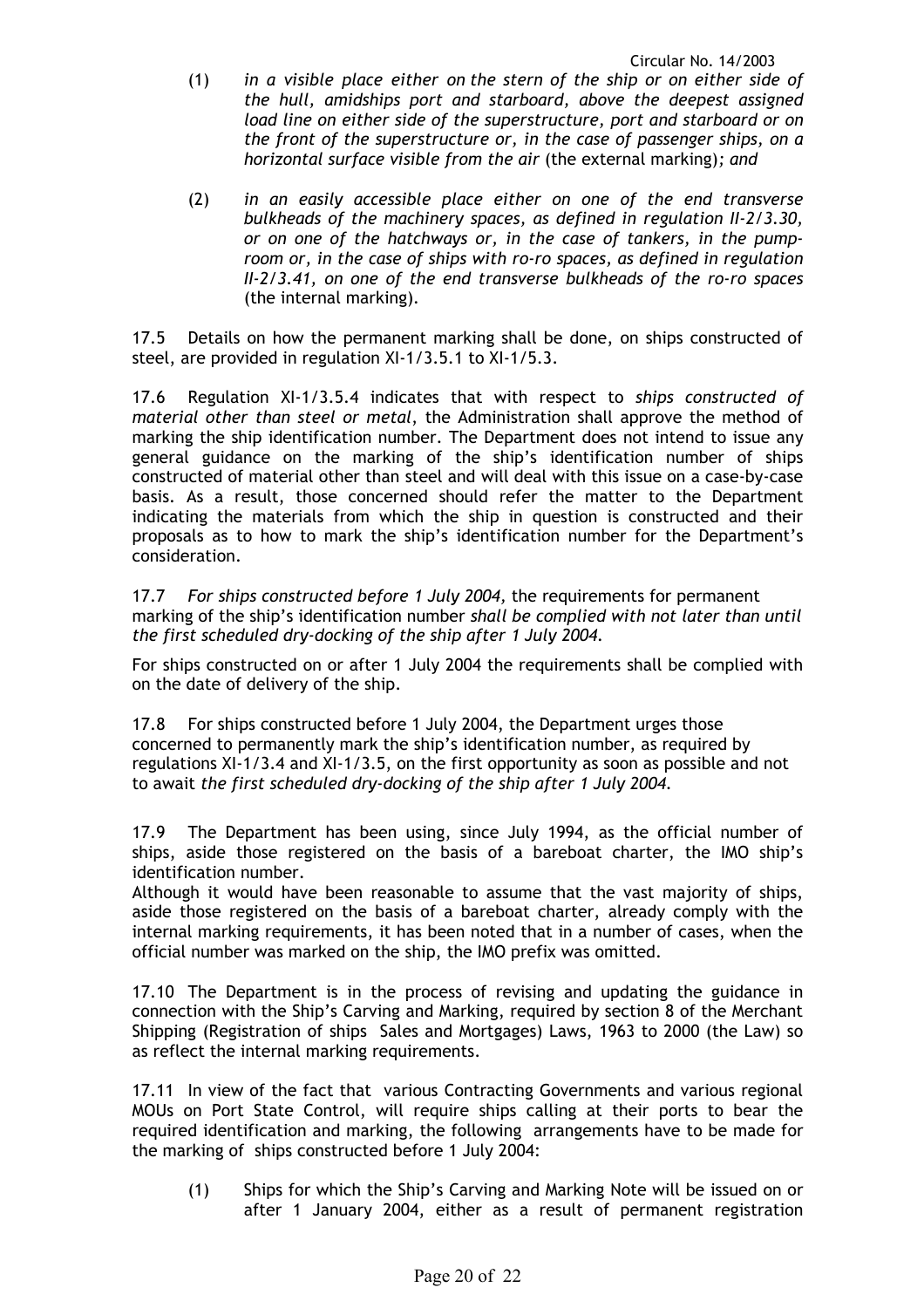(1) *in a visible place either on the stern of the ship or on either side of the hull, amidships port and starboard, above the deepest assigned load line on either side of the superstructure, port and starboard or on the front of the superstructure or, in the case of passenger ships, on a horizontal surface visible from the air* (the external marking)*; and*

(2) *in an easily accessible place either on one of the end transverse bulkheads of the machinery spaces, as defined in regulation II-2/3.30, or on one of the hatchways or, in the case of tankers, in the pump-room or, in the case of ships with ro-ro spaces, as defined in regulation II-2/3.41, on one of the end transverse bulkheads of the ro-ro spaces* (the internal marking).

17.5 Details on how the permanent marking shall be done, on ships constructed of steel, are provided in regulation XI-1/3.5.1 to XI-1/5.3.

17.6 Regulation XI-1/3.5.4 indicates that with respect to *ships constructed of material other than steel or metal*, the Administration shall approve the method of marking the ship identification number. The Department does not intend to issue any general guidance on the marking of the ship's identification number of ships constructed of material other than steel and will deal with this issue on a case-by-case basis. As a result, those concerned should refer the matter to the Department indicating the materials from which the ship in question is constructed and their proposals as to how to mark the ship's identification number for the Department's consideration.

17.7 *For ships constructed before 1 July 2004,* the requirements for permanent marking of the ship's identification number *shall be complied with not later than until the first scheduled dry-docking of the ship after 1 July 2004.*

For ships constructed on or after 1 July 2004 the requirements shall be complied with on the date of delivery of the ship.

17.8 For ships constructed before 1 July 2004, the Department urges those concerned to permanently mark the ship's identification number, as required by regulations XI-1/3.4 and XI-1/3.5, on the first opportunity as soon as possible and not to await *the first scheduled dry-docking of the ship after 1 July 2004.*

17.9 The Department has been using, since July 1994, as the official number of ships, aside those registered on the basis of a bareboat charter, the IMO ship's identification number.
Although it would have been reasonable to assume that the vast majority of ships, aside those registered on the basis of a bareboat charter, already comply with the internal marking requirements, it has been noted that in a number of cases, when the official number was marked on the ship, the IMO prefix was omitted.

17.10 The Department is in the process of revising and updating the guidance in connection with the Ship's Carving and Marking, required by section 8 of the Merchant Shipping (Registration of ships Sales and Mortgages) Laws, 1963 to 2000 (the Law) so as reflect the internal marking requirements.

17.11 In view of the fact that various Contracting Governments and various regional MOUs on Port State Control, will require ships calling at their ports to bear the required identification and marking, the following arrangements have to be made for the marking of ships constructed before 1 July 2004:

(1) Ships for which the Ship's Carving and Marking Note will be issued on or after 1 January 2004, either as a result of permanent registration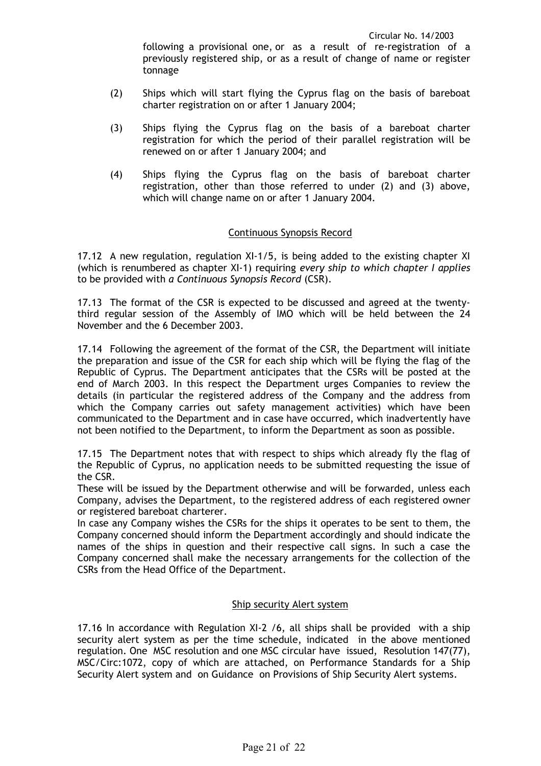following a provisional one, or as a result of re-registration of a previously registered ship, or as a result of change of name or register tonnage

(2) Ships which will start flying the Cyprus flag on the basis of bareboat charter registration on or after 1 January 2004;

(3) Ships flying the Cyprus flag on the basis of a bareboat charter registration for which the period of their parallel registration will be renewed on or after 1 January 2004; and

(4) Ships flying the Cyprus flag on the basis of bareboat charter registration, other than those referred to under (2) and (3) above, which will change name on or after 1 January 2004.

## Continuous Synopsis Record

17.12 A new regulation, regulation XI-1/5, is being added to the existing chapter XI (which is renumbered as chapter XI-1) requiring *every ship to which chapter I applies* to be provided with *a Continuous Synopsis Record* (CSR).

17.13 The format of the CSR is expected to be discussed and agreed at the twenty-third regular session of the Assembly of IMO which will be held between the 24 November and the 6 December 2003.

17.14 Following the agreement of the format of the CSR, the Department will initiate the preparation and issue of the CSR for each ship which will be flying the flag of the Republic of Cyprus. The Department anticipates that the CSRs will be posted at the end of March 2003. In this respect the Department urges Companies to review the details (in particular the registered address of the Company and the address from which the Company carries out safety management activities) which have been communicated to the Department and in case have occurred, which inadvertently have not been notified to the Department, to inform the Department as soon as possible.

17.15 The Department notes that with respect to ships which already fly the flag of the Republic of Cyprus, no application needs to be submitted requesting the issue of the CSR.
These will be issued by the Department otherwise and will be forwarded, unless each Company, advises the Department, to the registered address of each registered owner or registered bareboat charterer.
In case any Company wishes the CSRs for the ships it operates to be sent to them, the Company concerned should inform the Department accordingly and should indicate the names of the ships in question and their respective call signs. In such a case the Company concerned shall make the necessary arrangements for the collection of the CSRs from the Head Office of the Department.

## Ship security Alert system

17.16 In accordance with Regulation XI-2 /6, all ships shall be provided with a ship security alert system as per the time schedule, indicated in the above mentioned regulation. One MSC resolution and one MSC circular have issued, Resolution 147(77), MSC/Circ:1072, copy of which are attached, on Performance Standards for a Ship Security Alert system and on Guidance on Provisions of Ship Security Alert systems.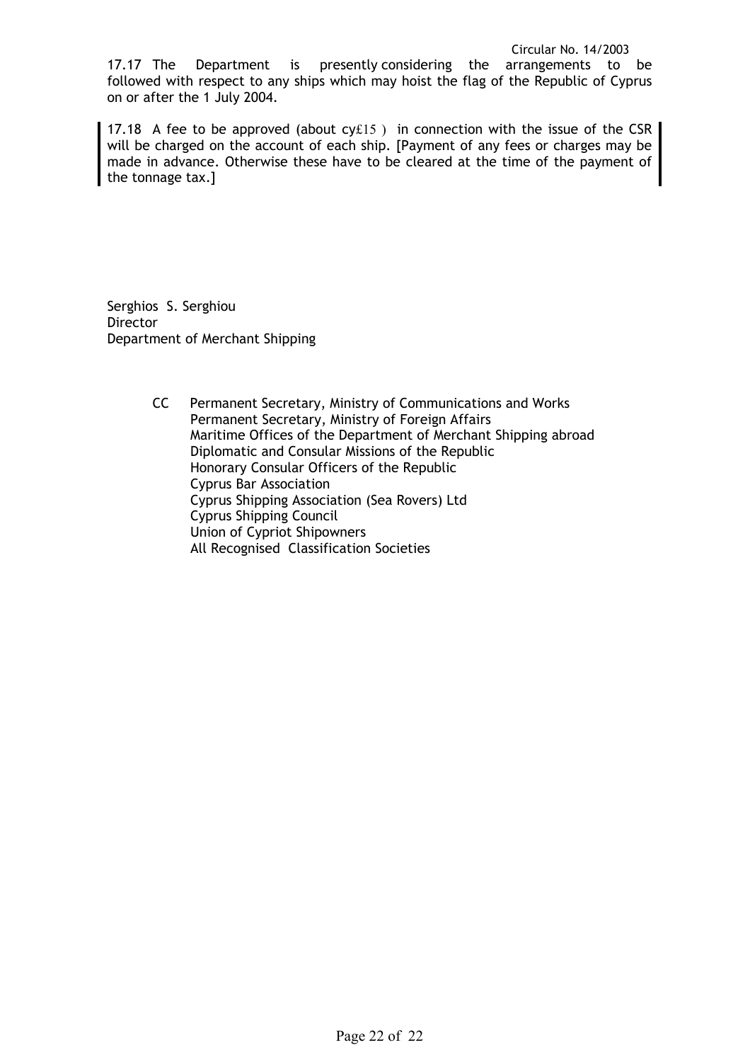17.17 The Department is presently considering the arrangements to be followed with respect to any ships which may hoist the flag of the Republic of Cyprus on or after the 1 July 2004.

17.18 A fee to be approved (about cy£15 ) in connection with the issue of the CSR will be charged on the account of each ship. [Payment of any fees or charges may be made in advance. Otherwise these have to be cleared at the time of the payment of the tonnage tax.]

Serghios S. Serghiou
Director
Department of Merchant Shipping

CC Permanent Secretary, Ministry of Communications and Works
Permanent Secretary, Ministry of Foreign Affairs
Maritime Offices of the Department of Merchant Shipping abroad
Diplomatic and Consular Missions of the Republic
Honorary Consular Officers of the Republic
Cyprus Bar Association
Cyprus Shipping Association (Sea Rovers) Ltd
Cyprus Shipping Council
Union of Cypriot Shipowners
All Recognised Classification Societies